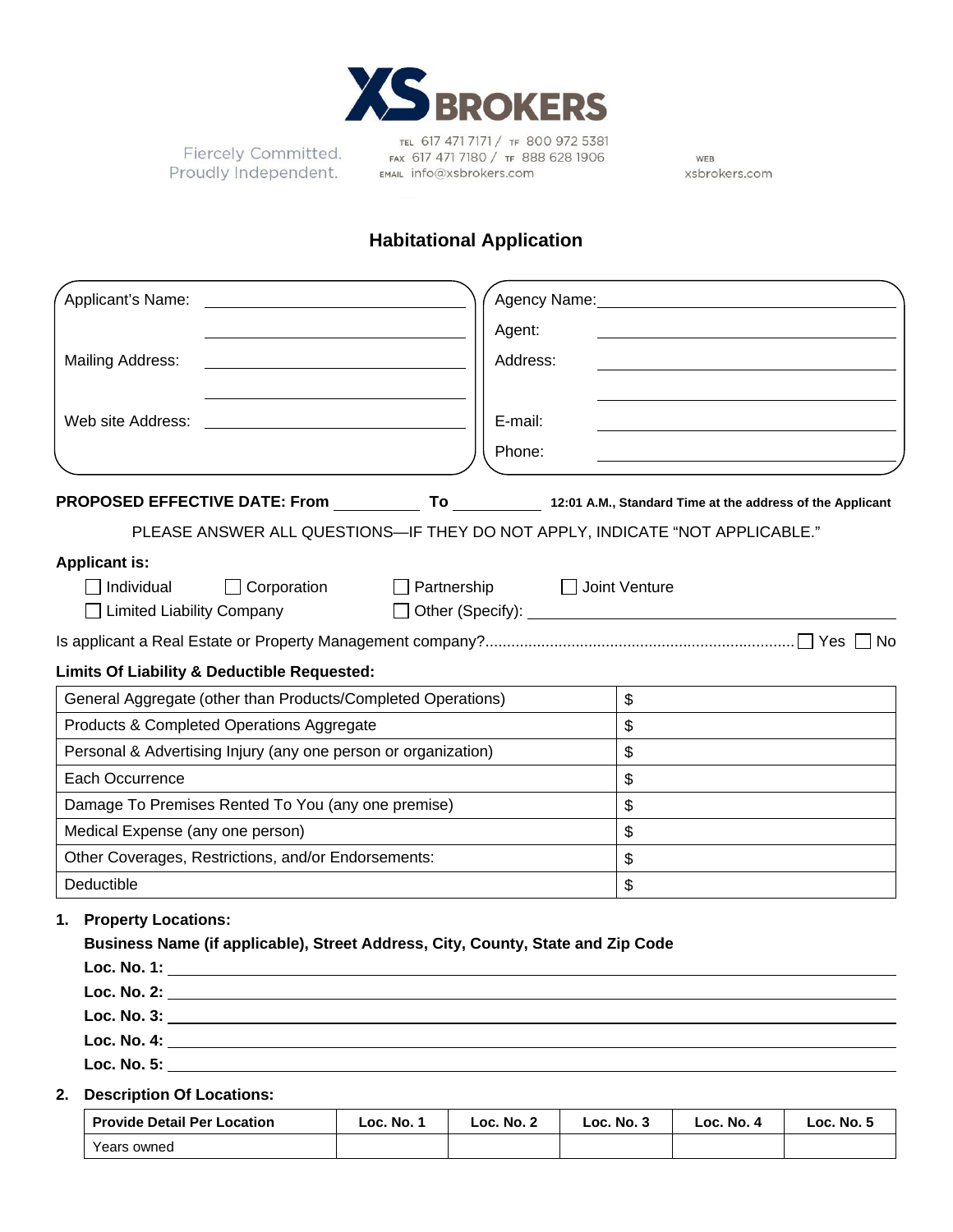# XS BROKERS

Fiercely Committed.
Proudly Independent.

TEL 617 471 7171 / TF 800 972 5381
FAX 617 471 7180 / TF 888 628 1906
EMAIL info@xsbrokers.com

WEB
xsbrokers.com

## Habitational Application

Applicant's Name: ______________________________

______________________________

Mailing Address: ______________________________

______________________________

Web site Address: ______________________________

Agency Name: ______________________________

Agent: ______________________________

Address: ______________________________

______________________________

E-mail: ______________________________

Phone: ______________________________

**PROPOSED EFFECTIVE DATE: From** __________ **To** __________ **12:01 A.M., Standard Time at the address of the Applicant**

PLEASE ANSWER ALL QUESTIONS—IF THEY DO NOT APPLY, INDICATE "NOT APPLICABLE."

**Applicant is:**

☐ Individual ☐ Corporation ☐ Partnership ☐ Joint Venture

☐ Limited Liability Company ☐ Other (Specify): ______________________________

Is applicant a Real Estate or Property Management company?....................... ☐ Yes ☐ No

**Limits Of Liability & Deductible Requested:**

| | |
|---|---|
| General Aggregate (other than Products/Completed Operations) | $ |
| Products & Completed Operations Aggregate | $ |
| Personal & Advertising Injury (any one person or organization) | $ |
| Each Occurrence | $ |
| Damage To Premises Rented To You (any one premise) | $ |
| Medical Expense (any one person) | $ |
| Other Coverages, Restrictions, and/or Endorsements: | $ |
| Deductible | $ |

1. **Property Locations:**

   **Business Name (if applicable), Street Address, City, County, State and Zip Code**

   **Loc. No. 1:** ______________________________

   **Loc. No. 2:** ______________________________

   **Loc. No. 3:** ______________________________

   **Loc. No. 4:** ______________________________

   **Loc. No. 5:** ______________________________

2. **Description Of Locations:**

| Provide Detail Per Location | Loc. No. 1 | Loc. No. 2 | Loc. No. 3 | Loc. No. 4 | Loc. No. 5 |
|---|---|---|---|---|---|
| Years owned | | | | | |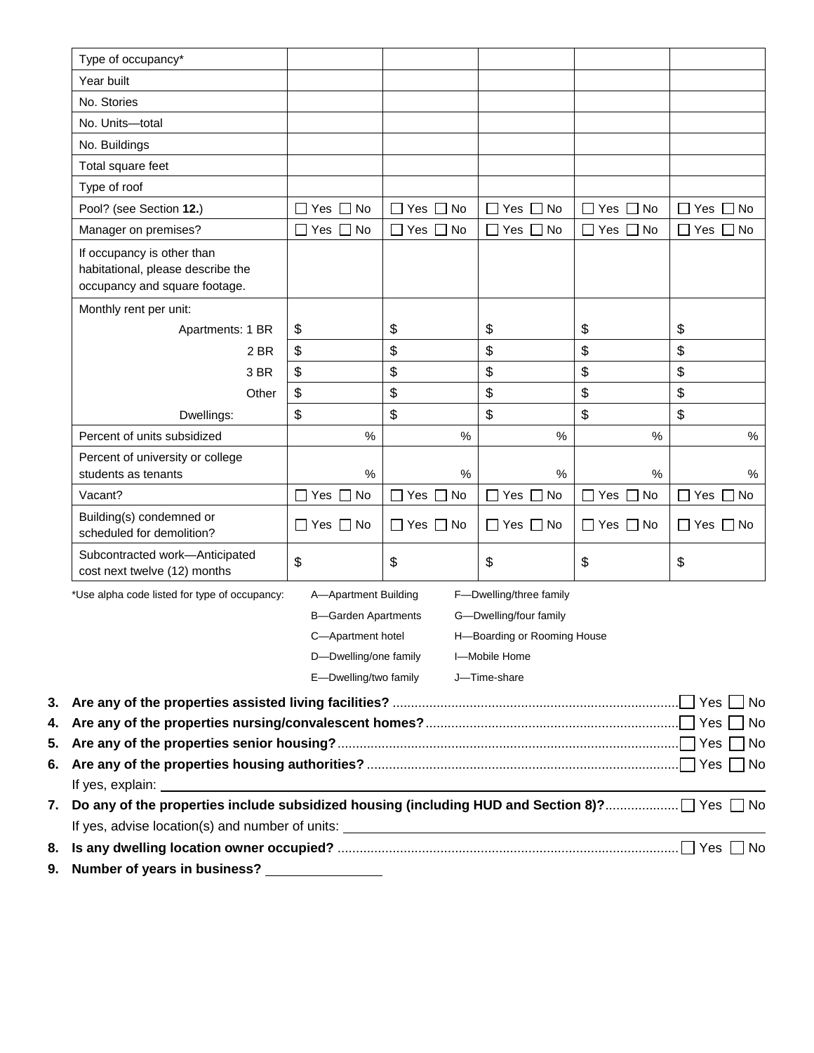| Type of occupancy* | | | | | |
|---|---|---|---|---|---|
| Year built | | | | | |
| No. Stories | | | | | |
| No. Units—total | | | | | |
| No. Buildings | | | | | |
| Total square feet | | | | | |
| Type of roof | | | | | |
| Pool? (see Section **12.**) | ☐ Yes ☐ No | ☐ Yes ☐ No | ☐ Yes ☐ No | ☐ Yes ☐ No | ☐ Yes ☐ No |
| Manager on premises? | ☐ Yes ☐ No | ☐ Yes ☐ No | ☐ Yes ☐ No | ☐ Yes ☐ No | ☐ Yes ☐ No |
| If occupancy is other than habitational, please describe the occupancy and square footage. | | | | | |
| Monthly rent per unit: | | | | | |
| Apartments: 1 BR | $ | $ | $ | $ | $ |
| 2 BR | $ | $ | $ | $ | $ |
| 3 BR | $ | $ | $ | $ | $ |
| Other | $ | $ | $ | $ | $ |
| Dwellings: | $ | $ | $ | $ | $ |
| Percent of units subsidized | % | % | % | % | % |
| Percent of university or college students as tenants | % | % | % | % | % |
| Vacant? | ☐ Yes ☐ No | ☐ Yes ☐ No | ☐ Yes ☐ No | ☐ Yes ☐ No | ☐ Yes ☐ No |
| Building(s) condemned or scheduled for demolition? | ☐ Yes ☐ No | ☐ Yes ☐ No | ☐ Yes ☐ No | ☐ Yes ☐ No | ☐ Yes ☐ No |
| Subcontracted work—Anticipated cost next twelve (12) months | $ | $ | $ | $ | $ |

*Use alpha code listed for type of occupancy:

- A—Apartment Building
- B—Garden Apartments
- C—Apartment hotel
- D—Dwelling/one family
- E—Dwelling/two family
- F—Dwelling/three family
- G—Dwelling/four family
- H—Boarding or Rooming House
- I—Mobile Home
- J—Time-share

**3. Are any of the properties assisted living facilities?** ☐ Yes ☐ No

**4. Are any of the properties nursing/convalescent homes?** ☐ Yes ☐ No

**5. Are any of the properties senior housing?** ☐ Yes ☐ No

**6. Are any of the properties housing authorities?** ☐ Yes ☐ No

If yes, explain: ______________________________

**7. Do any of the properties include subsidized housing (including HUD and Section 8)?** ☐ Yes ☐ No

If yes, advise location(s) and number of units: ______________________________

**8. Is any dwelling location owner occupied?** ☐ Yes ☐ No

**9. Number of years in business?** ______________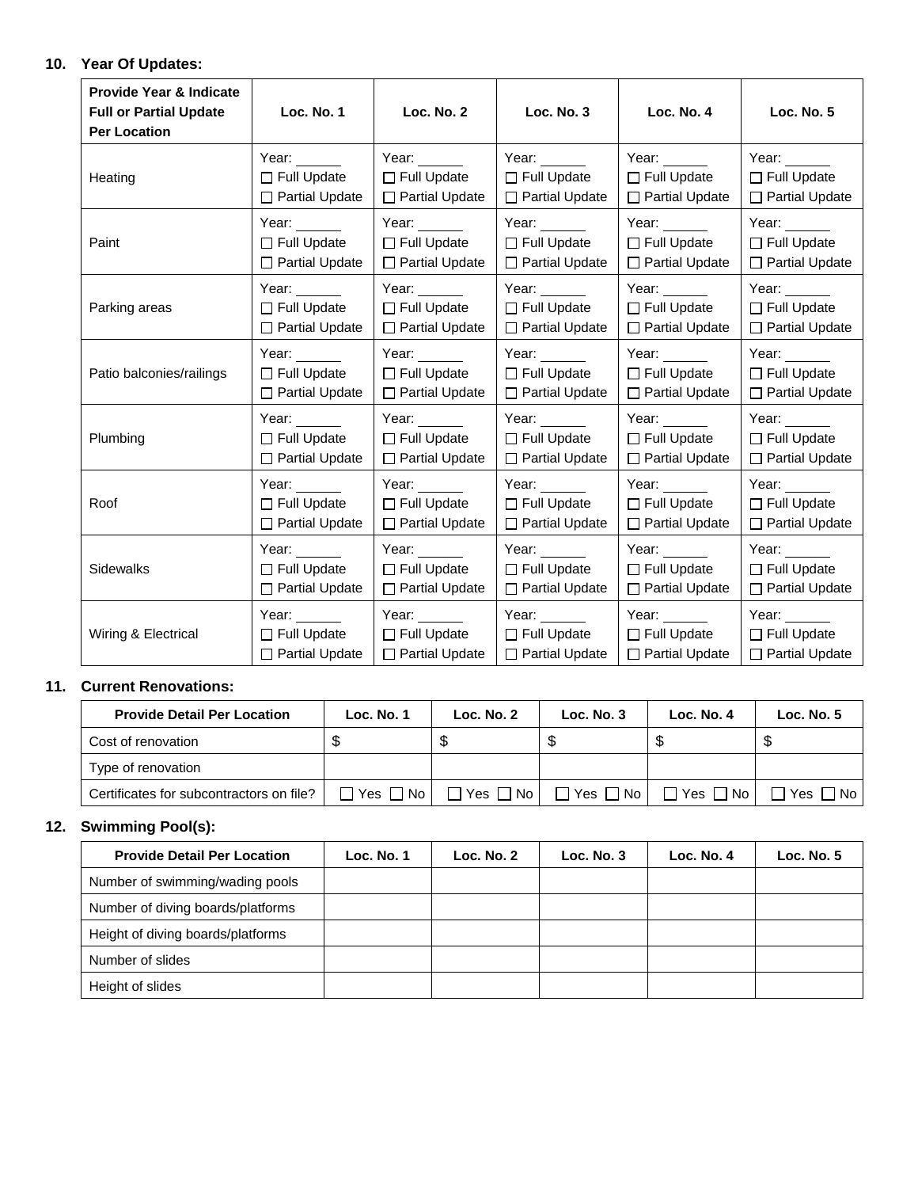**10. Year Of Updates:**

| Provide Year & Indicate Full or Partial Update Per Location | Loc. No. 1 | Loc. No. 2 | Loc. No. 3 | Loc. No. 4 | Loc. No. 5 |
|---|---|---|---|---|---|
| Heating | Year: ______ ☐ Full Update ☐ Partial Update | Year: ______ ☐ Full Update ☐ Partial Update | Year: ______ ☐ Full Update ☐ Partial Update | Year: ______ ☐ Full Update ☐ Partial Update | Year: ______ ☐ Full Update ☐ Partial Update |
| Paint | Year: ______ ☐ Full Update ☐ Partial Update | Year: ______ ☐ Full Update ☐ Partial Update | Year: ______ ☐ Full Update ☐ Partial Update | Year: ______ ☐ Full Update ☐ Partial Update | Year: ______ ☐ Full Update ☐ Partial Update |
| Parking areas | Year: ______ ☐ Full Update ☐ Partial Update | Year: ______ ☐ Full Update ☐ Partial Update | Year: ______ ☐ Full Update ☐ Partial Update | Year: ______ ☐ Full Update ☐ Partial Update | Year: ______ ☐ Full Update ☐ Partial Update |
| Patio balconies/railings | Year: ______ ☐ Full Update ☐ Partial Update | Year: ______ ☐ Full Update ☐ Partial Update | Year: ______ ☐ Full Update ☐ Partial Update | Year: ______ ☐ Full Update ☐ Partial Update | Year: ______ ☐ Full Update ☐ Partial Update |
| Plumbing | Year: ______ ☐ Full Update ☐ Partial Update | Year: ______ ☐ Full Update ☐ Partial Update | Year: ______ ☐ Full Update ☐ Partial Update | Year: ______ ☐ Full Update ☐ Partial Update | Year: ______ ☐ Full Update ☐ Partial Update |
| Roof | Year: ______ ☐ Full Update ☐ Partial Update | Year: ______ ☐ Full Update ☐ Partial Update | Year: ______ ☐ Full Update ☐ Partial Update | Year: ______ ☐ Full Update ☐ Partial Update | Year: ______ ☐ Full Update ☐ Partial Update |
| Sidewalks | Year: ______ ☐ Full Update ☐ Partial Update | Year: ______ ☐ Full Update ☐ Partial Update | Year: ______ ☐ Full Update ☐ Partial Update | Year: ______ ☐ Full Update ☐ Partial Update | Year: ______ ☐ Full Update ☐ Partial Update |
| Wiring & Electrical | Year: ______ ☐ Full Update ☐ Partial Update | Year: ______ ☐ Full Update ☐ Partial Update | Year: ______ ☐ Full Update ☐ Partial Update | Year: ______ ☐ Full Update ☐ Partial Update | Year: ______ ☐ Full Update ☐ Partial Update |

**11. Current Renovations:**

| Provide Detail Per Location | Loc. No. 1 | Loc. No. 2 | Loc. No. 3 | Loc. No. 4 | Loc. No. 5 |
|---|---|---|---|---|---|
| Cost of renovation | $ | $ | $ | $ | $ |
| Type of renovation | | | | | |
| Certificates for subcontractors on file? | ☐ Yes ☐ No | ☐ Yes ☐ No | ☐ Yes ☐ No | ☐ Yes ☐ No | ☐ Yes ☐ No |

**12. Swimming Pool(s):**

| Provide Detail Per Location | Loc. No. 1 | Loc. No. 2 | Loc. No. 3 | Loc. No. 4 | Loc. No. 5 |
|---|---|---|---|---|---|
| Number of swimming/wading pools | | | | | |
| Number of diving boards/platforms | | | | | |
| Height of diving boards/platforms | | | | | |
| Number of slides | | | | | |
| Height of slides | | | | | |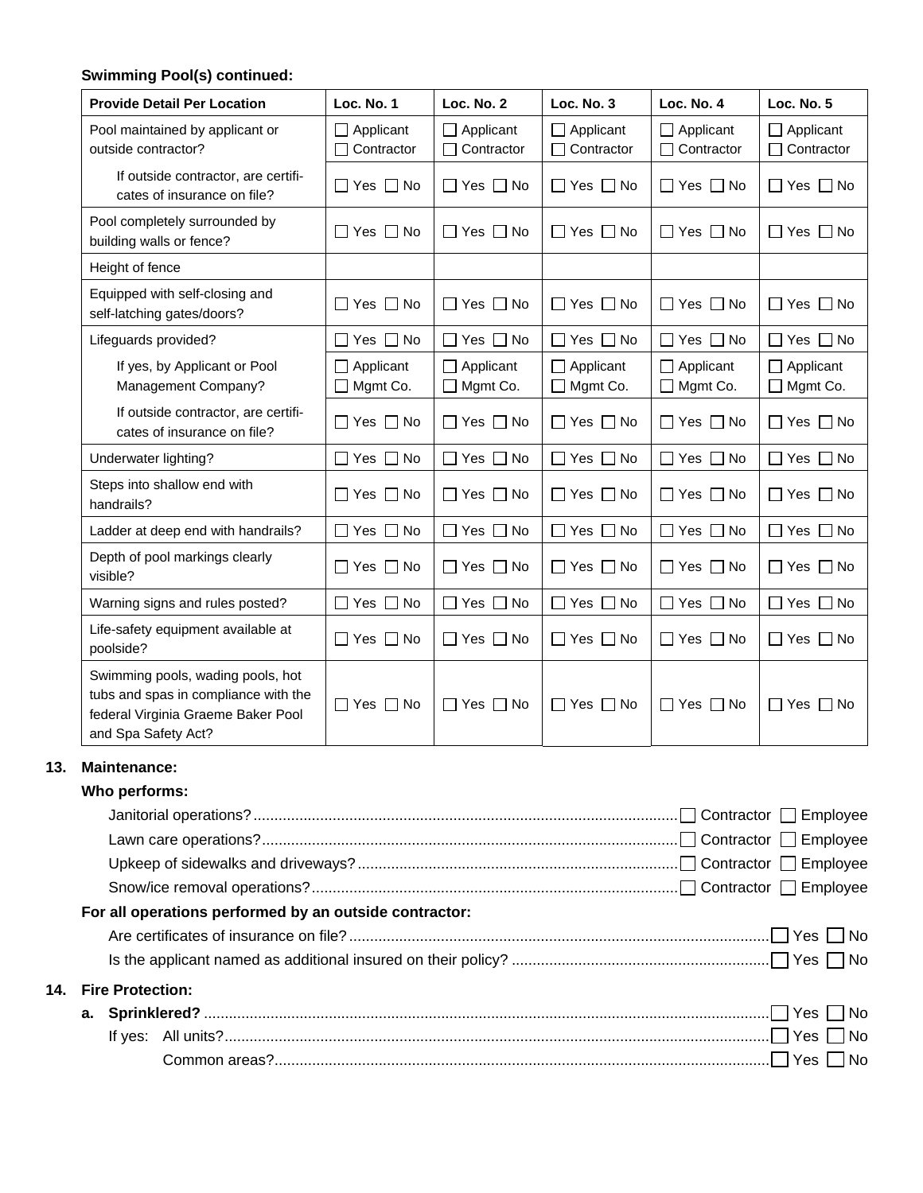**Swimming Pool(s) continued:**

| Provide Detail Per Location | Loc. No. 1 | Loc. No. 2 | Loc. No. 3 | Loc. No. 4 | Loc. No. 5 |
|---|---|---|---|---|---|
| Pool maintained by applicant or outside contractor? | ☐ Applicant ☐ Contractor | ☐ Applicant ☐ Contractor | ☐ Applicant ☐ Contractor | ☐ Applicant ☐ Contractor | ☐ Applicant ☐ Contractor |
| If outside contractor, are certificates of insurance on file? | ☐ Yes ☐ No | ☐ Yes ☐ No | ☐ Yes ☐ No | ☐ Yes ☐ No | ☐ Yes ☐ No |
| Pool completely surrounded by building walls or fence? | ☐ Yes ☐ No | ☐ Yes ☐ No | ☐ Yes ☐ No | ☐ Yes ☐ No | ☐ Yes ☐ No |
| Height of fence | | | | | |
| Equipped with self-closing and self-latching gates/doors? | ☐ Yes ☐ No | ☐ Yes ☐ No | ☐ Yes ☐ No | ☐ Yes ☐ No | ☐ Yes ☐ No |
| Lifeguards provided? | ☐ Yes ☐ No | ☐ Yes ☐ No | ☐ Yes ☐ No | ☐ Yes ☐ No | ☐ Yes ☐ No |
| If yes, by Applicant or Pool Management Company? | ☐ Applicant ☐ Mgmt Co. | ☐ Applicant ☐ Mgmt Co. | ☐ Applicant ☐ Mgmt Co. | ☐ Applicant ☐ Mgmt Co. | ☐ Applicant ☐ Mgmt Co. |
| If outside contractor, are certificates of insurance on file? | ☐ Yes ☐ No | ☐ Yes ☐ No | ☐ Yes ☐ No | ☐ Yes ☐ No | ☐ Yes ☐ No |
| Underwater lighting? | ☐ Yes ☐ No | ☐ Yes ☐ No | ☐ Yes ☐ No | ☐ Yes ☐ No | ☐ Yes ☐ No |
| Steps into shallow end with handrails? | ☐ Yes ☐ No | ☐ Yes ☐ No | ☐ Yes ☐ No | ☐ Yes ☐ No | ☐ Yes ☐ No |
| Ladder at deep end with handrails? | ☐ Yes ☐ No | ☐ Yes ☐ No | ☐ Yes ☐ No | ☐ Yes ☐ No | ☐ Yes ☐ No |
| Depth of pool markings clearly visible? | ☐ Yes ☐ No | ☐ Yes ☐ No | ☐ Yes ☐ No | ☐ Yes ☐ No | ☐ Yes ☐ No |
| Warning signs and rules posted? | ☐ Yes ☐ No | ☐ Yes ☐ No | ☐ Yes ☐ No | ☐ Yes ☐ No | ☐ Yes ☐ No |
| Life-safety equipment available at poolside? | ☐ Yes ☐ No | ☐ Yes ☐ No | ☐ Yes ☐ No | ☐ Yes ☐ No | ☐ Yes ☐ No |
| Swimming pools, wading pools, hot tubs and spas in compliance with the federal Virginia Graeme Baker Pool and Spa Safety Act? | ☐ Yes ☐ No | ☐ Yes ☐ No | ☐ Yes ☐ No | ☐ Yes ☐ No | ☐ Yes ☐ No |

**13. Maintenance:**

**Who performs:**

Janitorial operations? ☐ Contractor ☐ Employee

Lawn care operations? ☐ Contractor ☐ Employee

Upkeep of sidewalks and driveways? ☐ Contractor ☐ Employee

Snow/ice removal operations? ☐ Contractor ☐ Employee

**For all operations performed by an outside contractor:**

Are certificates of insurance on file? ☐ Yes ☐ No

Is the applicant named as additional insured on their policy? ☐ Yes ☐ No

**14. Fire Protection:**

**a. Sprinklered?** ☐ Yes ☐ No

If yes: All units? ☐ Yes ☐ No

Common areas? ☐ Yes ☐ No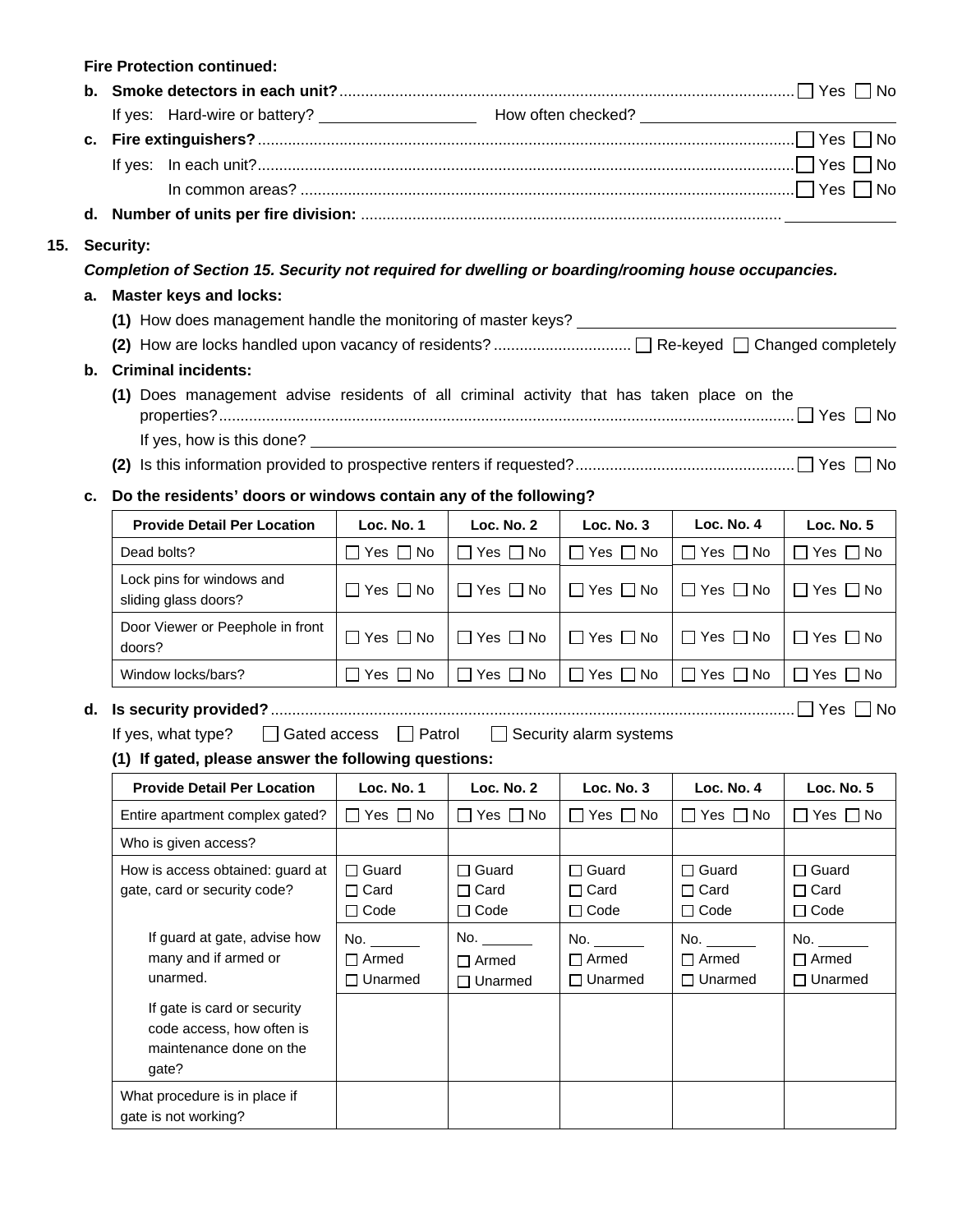**Fire Protection continued:**

**b. Smoke detectors in each unit?** ☐ Yes ☐ No

If yes: Hard-wire or battery? ________ How often checked? ________

**c. Fire extinguishers?** ☐ Yes ☐ No

If yes: In each unit? ☐ Yes ☐ No

In common areas? ☐ Yes ☐ No

**d. Number of units per fire division:** ________

## 15. Security:

***Completion of Section 15. Security not required for dwelling or boarding/rooming house occupancies.***

**a. Master keys and locks:**

**(1)** How does management handle the monitoring of master keys? ________

**(2)** How are locks handled upon vacancy of residents? ☐ Re-keyed ☐ Changed completely

**b. Criminal incidents:**

**(1)** Does management advise residents of all criminal activity that has taken place on the properties? ☐ Yes ☐ No

If yes, how is this done? ________

**(2)** Is this information provided to prospective renters if requested? ☐ Yes ☐ No

**c. Do the residents' doors or windows contain any of the following?**

| Provide Detail Per Location | Loc. No. 1 | Loc. No. 2 | Loc. No. 3 | Loc. No. 4 | Loc. No. 5 |
|---|---|---|---|---|---|
| Dead bolts? | ☐ Yes ☐ No | ☐ Yes ☐ No | ☐ Yes ☐ No | ☐ Yes ☐ No | ☐ Yes ☐ No |
| Lock pins for windows and sliding glass doors? | ☐ Yes ☐ No | ☐ Yes ☐ No | ☐ Yes ☐ No | ☐ Yes ☐ No | ☐ Yes ☐ No |
| Door Viewer or Peephole in front doors? | ☐ Yes ☐ No | ☐ Yes ☐ No | ☐ Yes ☐ No | ☐ Yes ☐ No | ☐ Yes ☐ No |
| Window locks/bars? | ☐ Yes ☐ No | ☐ Yes ☐ No | ☐ Yes ☐ No | ☐ Yes ☐ No | ☐ Yes ☐ No |

**d. Is security provided?** ☐ Yes ☐ No

If yes, what type? ☐ Gated access ☐ Patrol ☐ Security alarm systems

**(1) If gated, please answer the following questions:**

| Provide Detail Per Location | Loc. No. 1 | Loc. No. 2 | Loc. No. 3 | Loc. No. 4 | Loc. No. 5 |
|---|---|---|---|---|---|
| Entire apartment complex gated? | ☐ Yes ☐ No | ☐ Yes ☐ No | ☐ Yes ☐ No | ☐ Yes ☐ No | ☐ Yes ☐ No |
| Who is given access? | | | | | |
| How is access obtained: guard at gate, card or security code? | ☐ Guard ☐ Card ☐ Code | ☐ Guard ☐ Card ☐ Code | ☐ Guard ☐ Card ☐ Code | ☐ Guard ☐ Card ☐ Code | ☐ Guard ☐ Card ☐ Code |
| If guard at gate, advise how many and if armed or unarmed. | No. ____ ☐ Armed ☐ Unarmed | No. ____ ☐ Armed ☐ Unarmed | No. ____ ☐ Armed ☐ Unarmed | No. ____ ☐ Armed ☐ Unarmed | No. ____ ☐ Armed ☐ Unarmed |
| If gate is card or security code access, how often is maintenance done on the gate? | | | | | |
| What procedure is in place if gate is not working? | | | | | |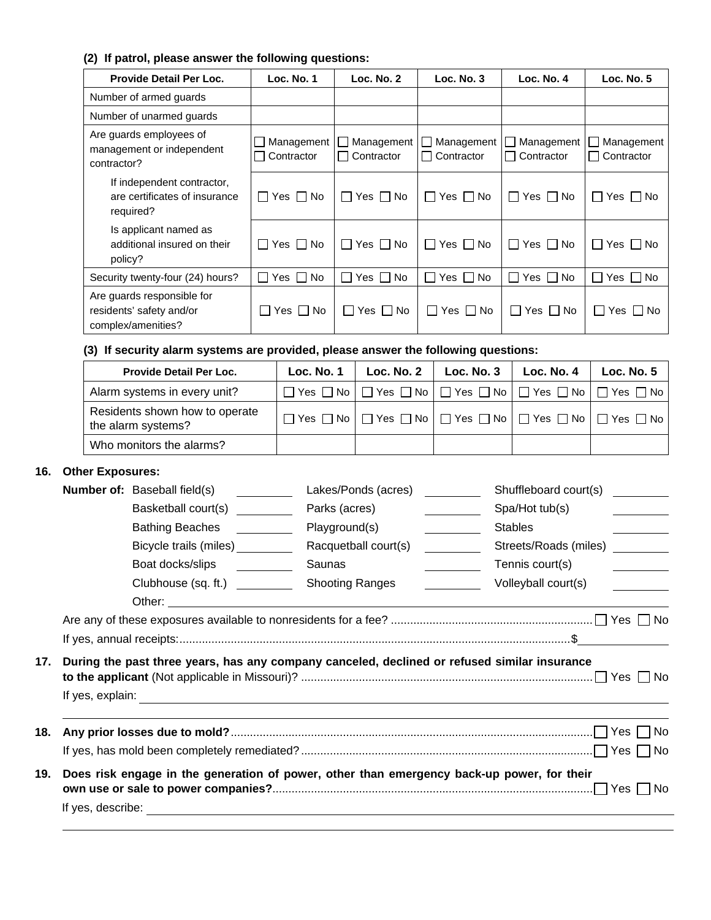**(2) If patrol, please answer the following questions:**

| Provide Detail Per Loc. | Loc. No. 1 | Loc. No. 2 | Loc. No. 3 | Loc. No. 4 | Loc. No. 5 |
|---|---|---|---|---|---|
| Number of armed guards | | | | | |
| Number of unarmed guards | | | | | |
| Are guards employees of management or independent contractor? | ☐ Management ☐ Contractor | ☐ Management ☐ Contractor | ☐ Management ☐ Contractor | ☐ Management ☐ Contractor | ☐ Management ☐ Contractor |
| If independent contractor, are certificates of insurance required? | ☐ Yes ☐ No | ☐ Yes ☐ No | ☐ Yes ☐ No | ☐ Yes ☐ No | ☐ Yes ☐ No |
| Is applicant named as additional insured on their policy? | ☐ Yes ☐ No | ☐ Yes ☐ No | ☐ Yes ☐ No | ☐ Yes ☐ No | ☐ Yes ☐ No |
| Security twenty-four (24) hours? | ☐ Yes ☐ No | ☐ Yes ☐ No | ☐ Yes ☐ No | ☐ Yes ☐ No | ☐ Yes ☐ No |
| Are guards responsible for residents' safety and/or complex/amenities? | ☐ Yes ☐ No | ☐ Yes ☐ No | ☐ Yes ☐ No | ☐ Yes ☐ No | ☐ Yes ☐ No |

**(3) If security alarm systems are provided, please answer the following questions:**

| Provide Detail Per Loc. | Loc. No. 1 | Loc. No. 2 | Loc. No. 3 | Loc. No. 4 | Loc. No. 5 |
|---|---|---|---|---|---|
| Alarm systems in every unit? | ☐ Yes ☐ No | ☐ Yes ☐ No | ☐ Yes ☐ No | ☐ Yes ☐ No | ☐ Yes ☐ No |
| Residents shown how to operate the alarm systems? | ☐ Yes ☐ No | ☐ Yes ☐ No | ☐ Yes ☐ No | ☐ Yes ☐ No | ☐ Yes ☐ No |
| Who monitors the alarms? | | | | | |

**16. Other Exposures:**

**Number of:**

| | | | | | |
|---|---|---|---|---|---|
| Baseball field(s) | ______ | Lakes/Ponds (acres) | ______ | Shuffleboard court(s) | ______ |
| Basketball court(s) | ______ | Parks (acres) | ______ | Spa/Hot tub(s) | ______ |
| Bathing Beaches | ______ | Playground(s) | ______ | Stables | ______ |
| Bicycle trails (miles) | ______ | Racquetball court(s) | ______ | Streets/Roads (miles) | ______ |
| Boat docks/slips | ______ | Saunas | ______ | Tennis court(s) | ______ |
| Clubhouse (sq. ft.) | ______ | Shooting Ranges | ______ | Volleyball court(s) | ______ |

Other: ____________________

Are any of these exposures available to nonresidents for a fee? ☐ Yes ☐ No

If yes, annual receipts: $ ______________

**17. During the past three years, has any company canceled, declined or refused similar insurance to the applicant** (Not applicable in Missouri)? ☐ Yes ☐ No

If yes, explain: ____________________

**18. Any prior losses due to mold?** ☐ Yes ☐ No

If yes, has mold been completely remediated? ☐ Yes ☐ No

**19. Does risk engage in the generation of power, other than emergency back-up power, for their own use or sale to power companies?** ☐ Yes ☐ No

If yes, describe: ____________________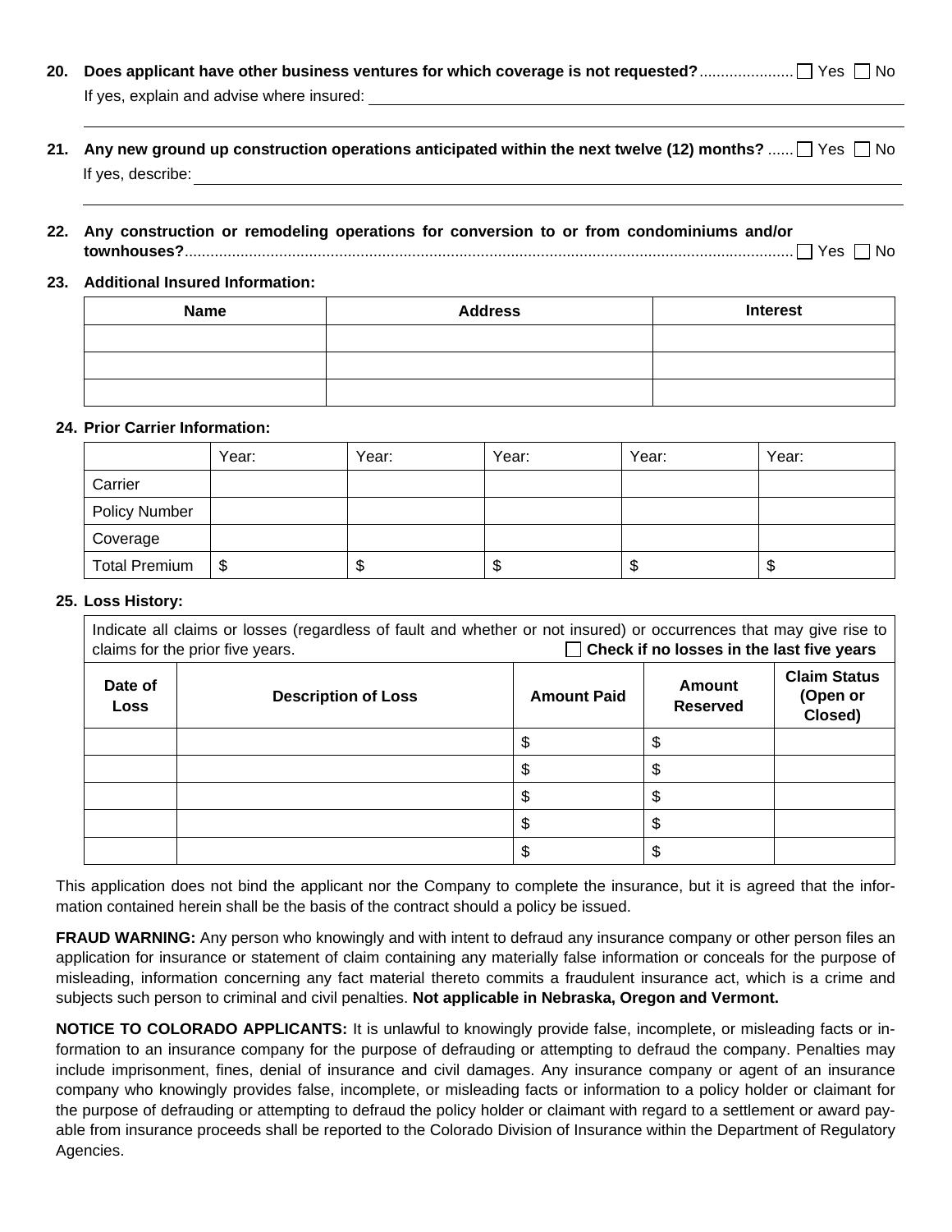**20. Does applicant have other business ventures for which coverage is not requested?** ..................... ☐ Yes ☐ No

If yes, explain and advise where insured: ______________________________________________

______________________________________________

**21. Any new ground up construction operations anticipated within the next twelve (12) months?** ...... ☐ Yes ☐ No

If yes, describe: ______________________________________________

______________________________________________

**22. Any construction or remodeling operations for conversion to or from condominiums and/or townhouses?** ............................................................................................................................ ☐ Yes ☐ No

**23. Additional Insured Information:**

| Name | Address | Interest |
|---|---|---|
| | | |
| | | |
| | | |

**24. Prior Carrier Information:**

| | Year: | Year: | Year: | Year: | Year: |
|---|---|---|---|---|---|
| Carrier | | | | | |
| Policy Number | | | | | |
| Coverage | | | | | |
| Total Premium | $ | $ | $ | $ | $ |

**25. Loss History:**

Indicate all claims or losses (regardless of fault and whether or not insured) or occurrences that may give rise to claims for the prior five years. ☐ **Check if no losses in the last five years**

| Date of Loss | Description of Loss | Amount Paid | Amount Reserved | Claim Status (Open or Closed) |
|---|---|---|---|---|
| | | $ | $ | |
| | | $ | $ | |
| | | $ | $ | |
| | | $ | $ | |
| | | $ | $ | |

This application does not bind the applicant nor the Company to complete the insurance, but it is agreed that the information contained herein shall be the basis of the contract should a policy be issued.

**FRAUD WARNING:** Any person who knowingly and with intent to defraud any insurance company or other person files an application for insurance or statement of claim containing any materially false information or conceals for the purpose of misleading, information concerning any fact material thereto commits a fraudulent insurance act, which is a crime and subjects such person to criminal and civil penalties. **Not applicable in Nebraska, Oregon and Vermont.**

**NOTICE TO COLORADO APPLICANTS:** It is unlawful to knowingly provide false, incomplete, or misleading facts or information to an insurance company for the purpose of defrauding or attempting to defraud the company. Penalties may include imprisonment, fines, denial of insurance and civil damages. Any insurance company or agent of an insurance company who knowingly provides false, incomplete, or misleading facts or information to a policy holder or claimant for the purpose of defrauding or attempting to defraud the policy holder or claimant with regard to a settlement or award payable from insurance proceeds shall be reported to the Colorado Division of Insurance within the Department of Regulatory Agencies.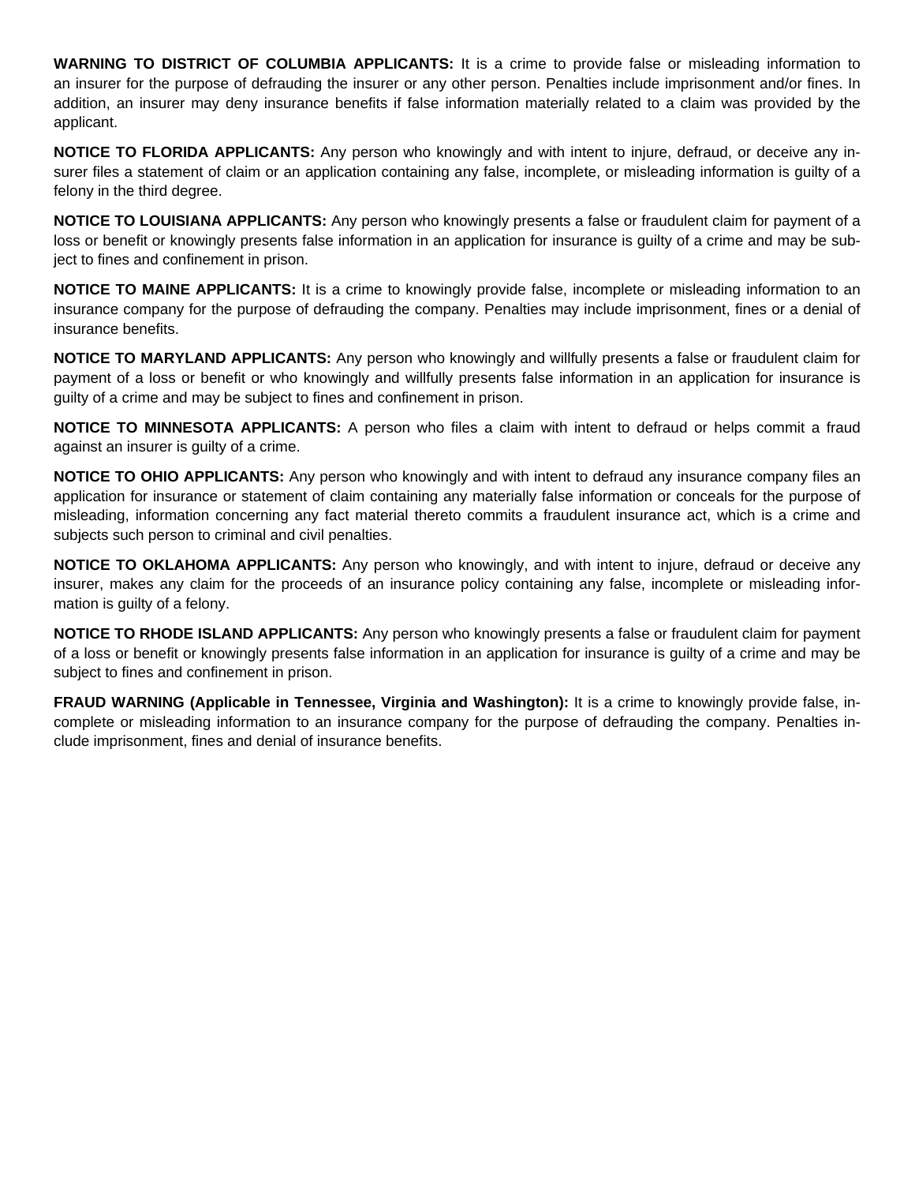**WARNING TO DISTRICT OF COLUMBIA APPLICANTS:** It is a crime to provide false or misleading information to an insurer for the purpose of defrauding the insurer or any other person. Penalties include imprisonment and/or fines. In addition, an insurer may deny insurance benefits if false information materially related to a claim was provided by the applicant.

**NOTICE TO FLORIDA APPLICANTS:** Any person who knowingly and with intent to injure, defraud, or deceive any insurer files a statement of claim or an application containing any false, incomplete, or misleading information is guilty of a felony in the third degree.

**NOTICE TO LOUISIANA APPLICANTS:** Any person who knowingly presents a false or fraudulent claim for payment of a loss or benefit or knowingly presents false information in an application for insurance is guilty of a crime and may be subject to fines and confinement in prison.

**NOTICE TO MAINE APPLICANTS:** It is a crime to knowingly provide false, incomplete or misleading information to an insurance company for the purpose of defrauding the company. Penalties may include imprisonment, fines or a denial of insurance benefits.

**NOTICE TO MARYLAND APPLICANTS:** Any person who knowingly and willfully presents a false or fraudulent claim for payment of a loss or benefit or who knowingly and willfully presents false information in an application for insurance is guilty of a crime and may be subject to fines and confinement in prison.

**NOTICE TO MINNESOTA APPLICANTS:** A person who files a claim with intent to defraud or helps commit a fraud against an insurer is guilty of a crime.

**NOTICE TO OHIO APPLICANTS:** Any person who knowingly and with intent to defraud any insurance company files an application for insurance or statement of claim containing any materially false information or conceals for the purpose of misleading, information concerning any fact material thereto commits a fraudulent insurance act, which is a crime and subjects such person to criminal and civil penalties.

**NOTICE TO OKLAHOMA APPLICANTS:** Any person who knowingly, and with intent to injure, defraud or deceive any insurer, makes any claim for the proceeds of an insurance policy containing any false, incomplete or misleading information is guilty of a felony.

**NOTICE TO RHODE ISLAND APPLICANTS:** Any person who knowingly presents a false or fraudulent claim for payment of a loss or benefit or knowingly presents false information in an application for insurance is guilty of a crime and may be subject to fines and confinement in prison.

**FRAUD WARNING (Applicable in Tennessee, Virginia and Washington):** It is a crime to knowingly provide false, incomplete or misleading information to an insurance company for the purpose of defrauding the company. Penalties include imprisonment, fines and denial of insurance benefits.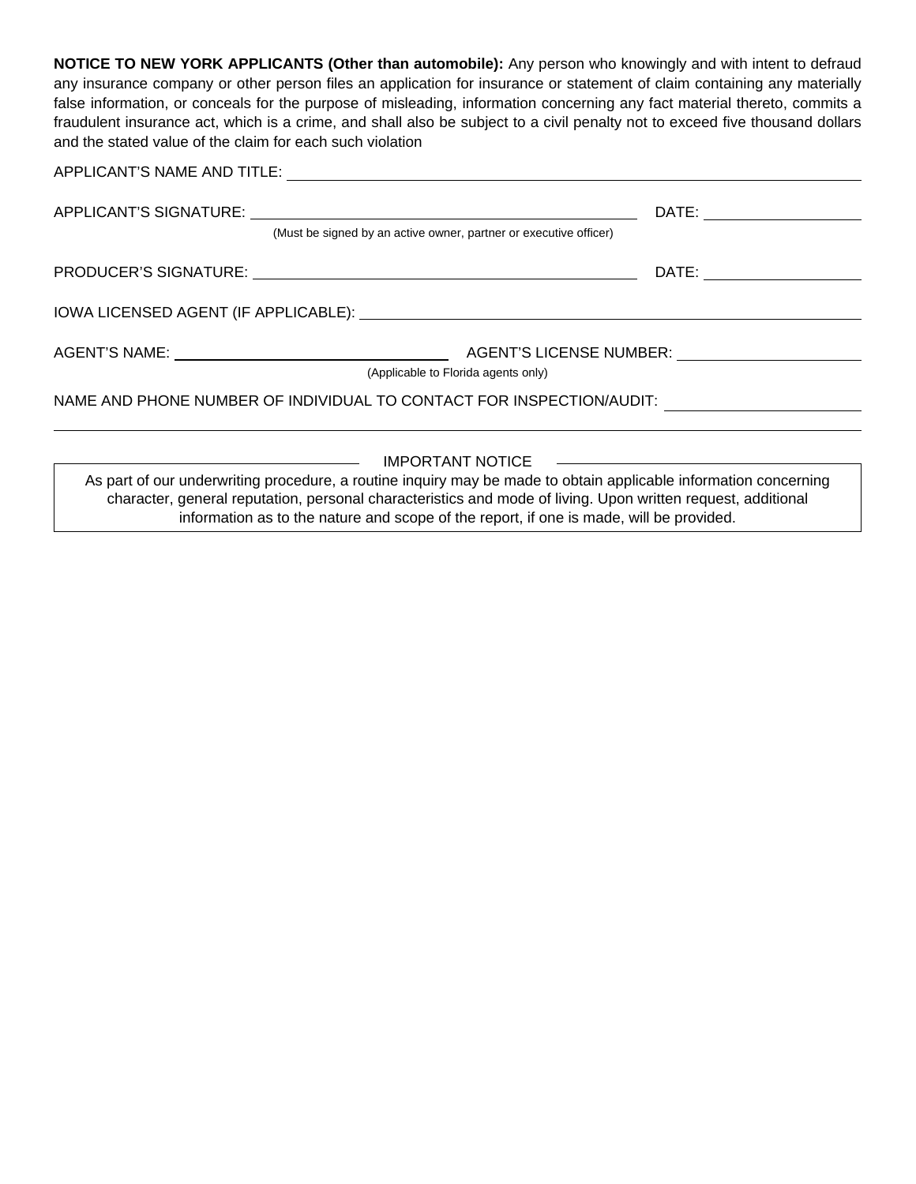**NOTICE TO NEW YORK APPLICANTS (Other than automobile):** Any person who knowingly and with intent to defraud any insurance company or other person files an application for insurance or statement of claim containing any materially false information, or conceals for the purpose of misleading, information concerning any fact material thereto, commits a fraudulent insurance act, which is a crime, and shall also be subject to a civil penalty not to exceed five thousand dollars and the stated value of the claim for each such violation

APPLICANT'S NAME AND TITLE: ______________________________

APPLICANT'S SIGNATURE: ______________________________ DATE: ______________
(Must be signed by an active owner, partner or executive officer)

PRODUCER'S SIGNATURE: ______________________________ DATE: ______________

IOWA LICENSED AGENT (IF APPLICABLE): ______________________________

AGENT'S NAME: ______________________ AGENT'S LICENSE NUMBER: ______________
(Applicable to Florida agents only)

NAME AND PHONE NUMBER OF INDIVIDUAL TO CONTACT FOR INSPECTION/AUDIT: ______________

______________________________

IMPORTANT NOTICE

As part of our underwriting procedure, a routine inquiry may be made to obtain applicable information concerning character, general reputation, personal characteristics and mode of living. Upon written request, additional information as to the nature and scope of the report, if one is made, will be provided.